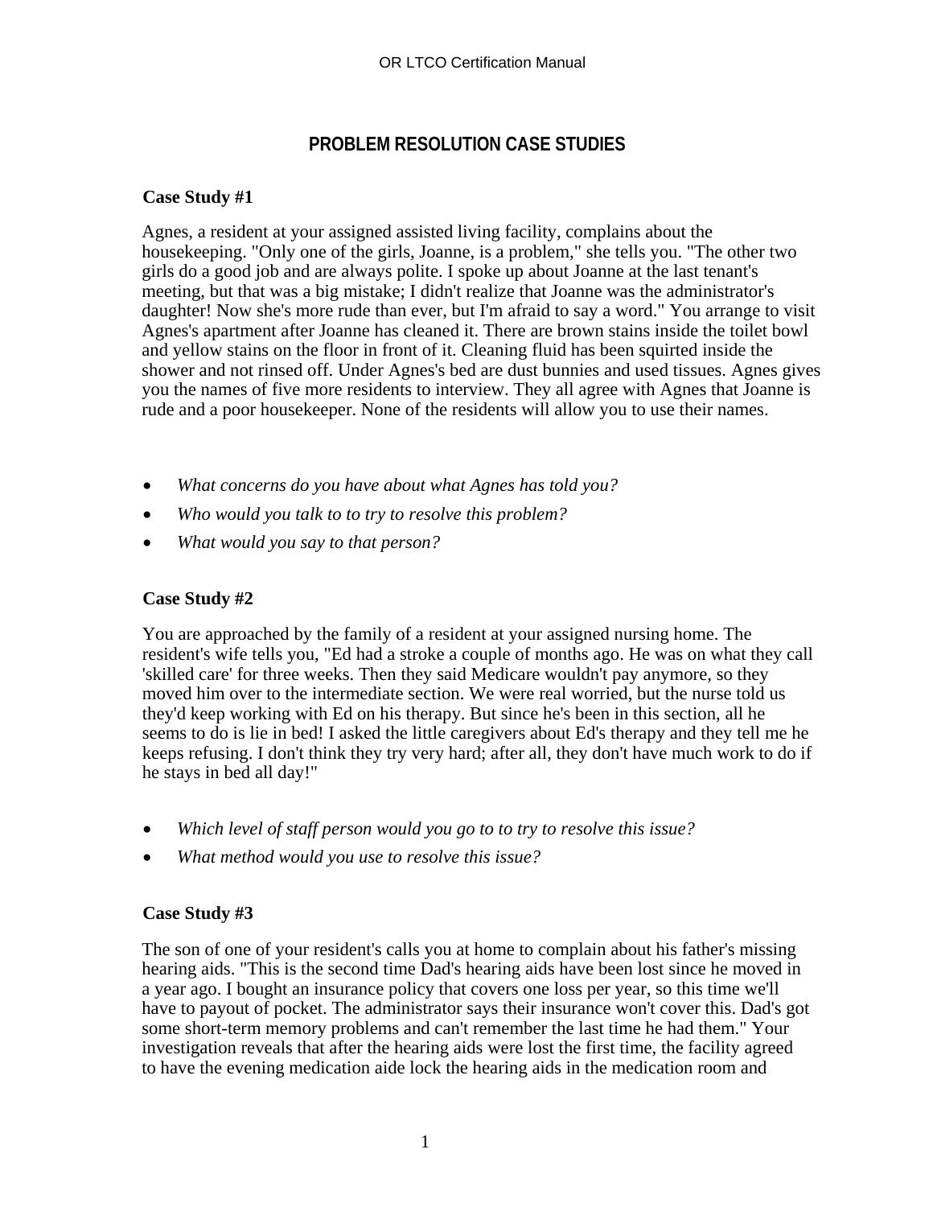# PROBLEM RESOLUTION CASE STUDIES

### Case Study #1

Agnes, a resident at your assigned assisted living facility, complains about the housekeeping. "Only one of the girls, Joanne, is a problem," she tells you. "The other two girls do a good job and are always polite. I spoke up about Joanne at the last tenant's meeting, but that was a big mistake; I didn't realize that Joanne was the administrator's daughter! Now she's more rude than ever, but I'm afraid to say a word." You arrange to visit Agnes's apartment after Joanne has cleaned it. There are brown stains inside the toilet bowl and yellow stains on the floor in front of it. Cleaning fluid has been squirted inside the shower and not rinsed off. Under Agnes's bed are dust bunnies and used tissues. Agnes gives you the names of five more residents to interview. They all agree with Agnes that Joanne is rude and a poor housekeeper. None of the residents will allow you to use their names.

- *What concerns do you have about what Agnes has told you?*
- *Who would you talk to to try to resolve this problem?*
- *What would you say to that person?*

### Case Study #2

You are approached by the family of a resident at your assigned nursing home. The resident's wife tells you, "Ed had a stroke a couple of months ago. He was on what they call 'skilled care' for three weeks. Then they said Medicare wouldn't pay anymore, so they moved him over to the intermediate section. We were real worried, but the nurse told us they'd keep working with Ed on his therapy. But since he's been in this section, all he seems to do is lie in bed! I asked the little caregivers about Ed's therapy and they tell me he keeps refusing. I don't think they try very hard; after all, they don't have much work to do if he stays in bed all day!"

- *Which level of staff person would you go to to try to resolve this issue?*
- *What method would you use to resolve this issue?*

### Case Study #3

The son of one of your resident's calls you at home to complain about his father's missing hearing aids. "This is the second time Dad's hearing aids have been lost since he moved in a year ago. I bought an insurance policy that covers one loss per year, so this time we'll have to payout of pocket. The administrator says their insurance won't cover this. Dad's got some short-term memory problems and can't remember the last time he had them." Your investigation reveals that after the hearing aids were lost the first time, the facility agreed to have the evening medication aide lock the hearing aids in the medication room and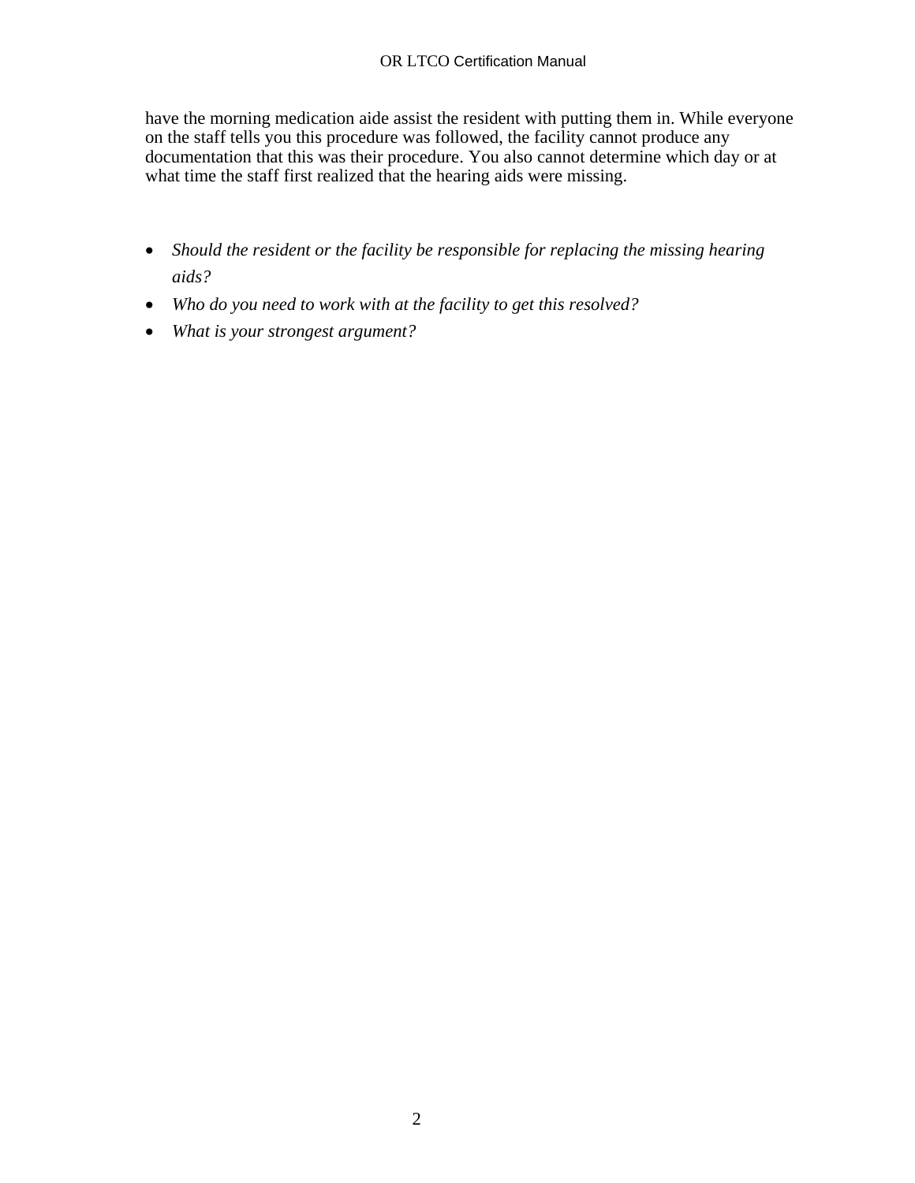have the morning medication aide assist the resident with putting them in. While everyone on the staff tells you this procedure was followed, the facility cannot produce any documentation that this was their procedure. You also cannot determine which day or at what time the staff first realized that the hearing aids were missing.

- *Should the resident or the facility be responsible for replacing the missing hearing aids?*
- *Who do you need to work with at the facility to get this resolved?*
- *What is your strongest argument?*